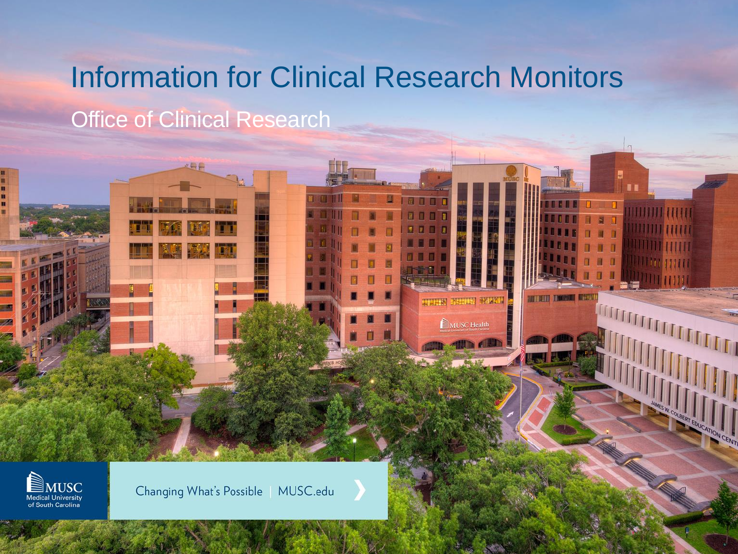# Information for Clinical Research Monitors

## Office of Clinical Research

MUSC Medical University of South Carolina

Changing What's Possible | MUSC.edu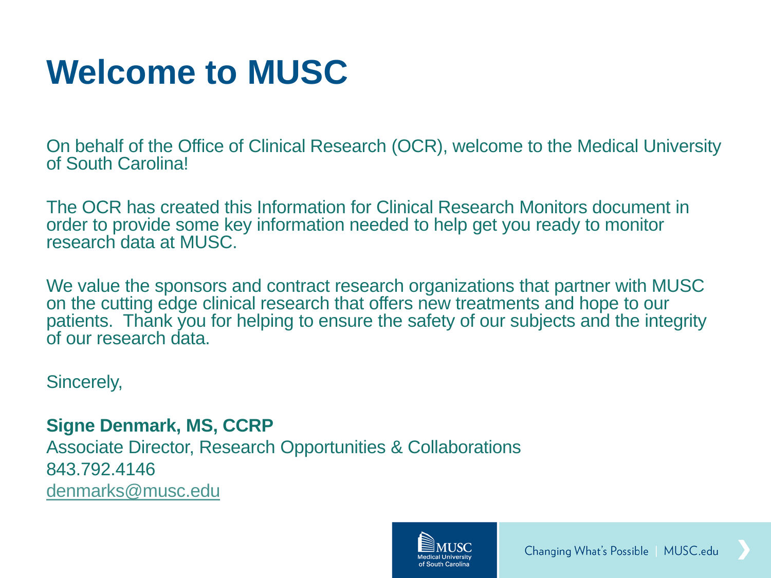# Welcome to MUSC

On behalf of the Office of Clinical Research (OCR), welcome to the Medical University of South Carolina!

The OCR has created this Information for Clinical Research Monitors document in order to provide some key information needed to help get you ready to monitor research data at MUSC.

We value the sponsors and contract research organizations that partner with MUSC on the cutting edge clinical research that offers new treatments and hope to our patients. Thank you for helping to ensure the safety of our subjects and the integrity of our research data.

Sincerely,

**Signe Denmark, MS, CCRP**
Associate Director, Research Opportunities & Collaborations
843.792.4146
denmarks@musc.edu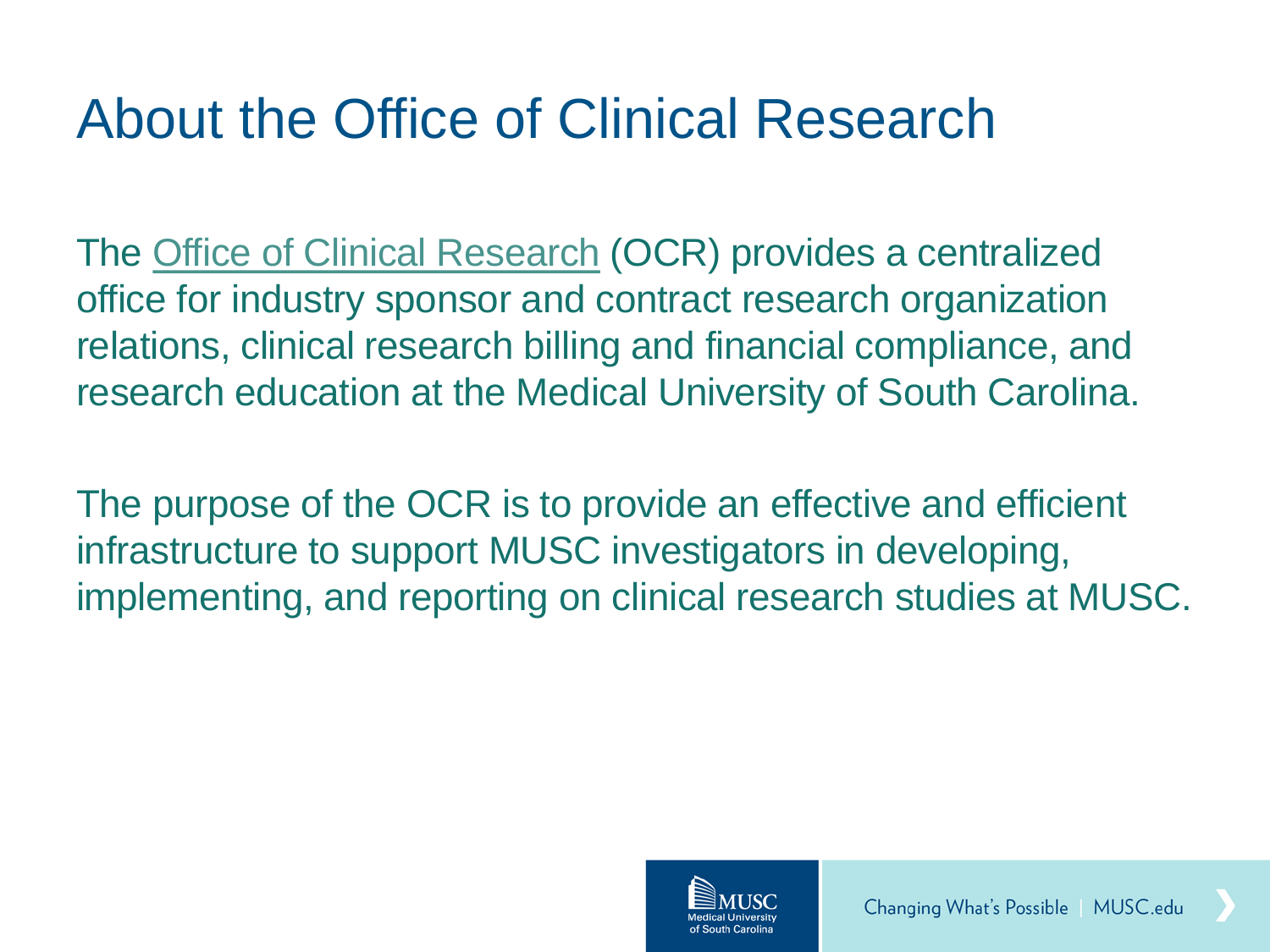# About the Office of Clinical Research

The Office of Clinical Research (OCR) provides a centralized office for industry sponsor and contract research organization relations, clinical research billing and financial compliance, and research education at the Medical University of South Carolina.

The purpose of the OCR is to provide an effective and efficient infrastructure to support MUSC investigators in developing, implementing, and reporting on clinical research studies at MUSC.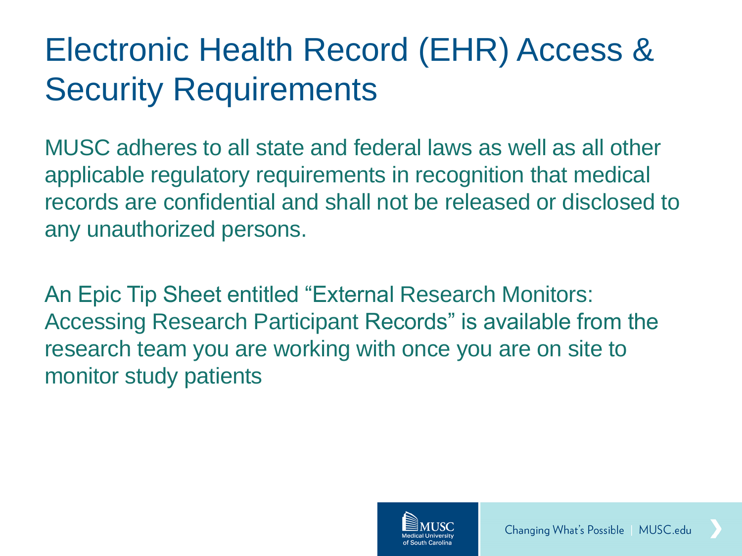# Electronic Health Record (EHR) Access & Security Requirements

MUSC adheres to all state and federal laws as well as all other applicable regulatory requirements in recognition that medical records are confidential and shall not be released or disclosed to any unauthorized persons.

An Epic Tip Sheet entitled "External Research Monitors: Accessing Research Participant Records" is available from the research team you are working with once you are on site to monitor study patients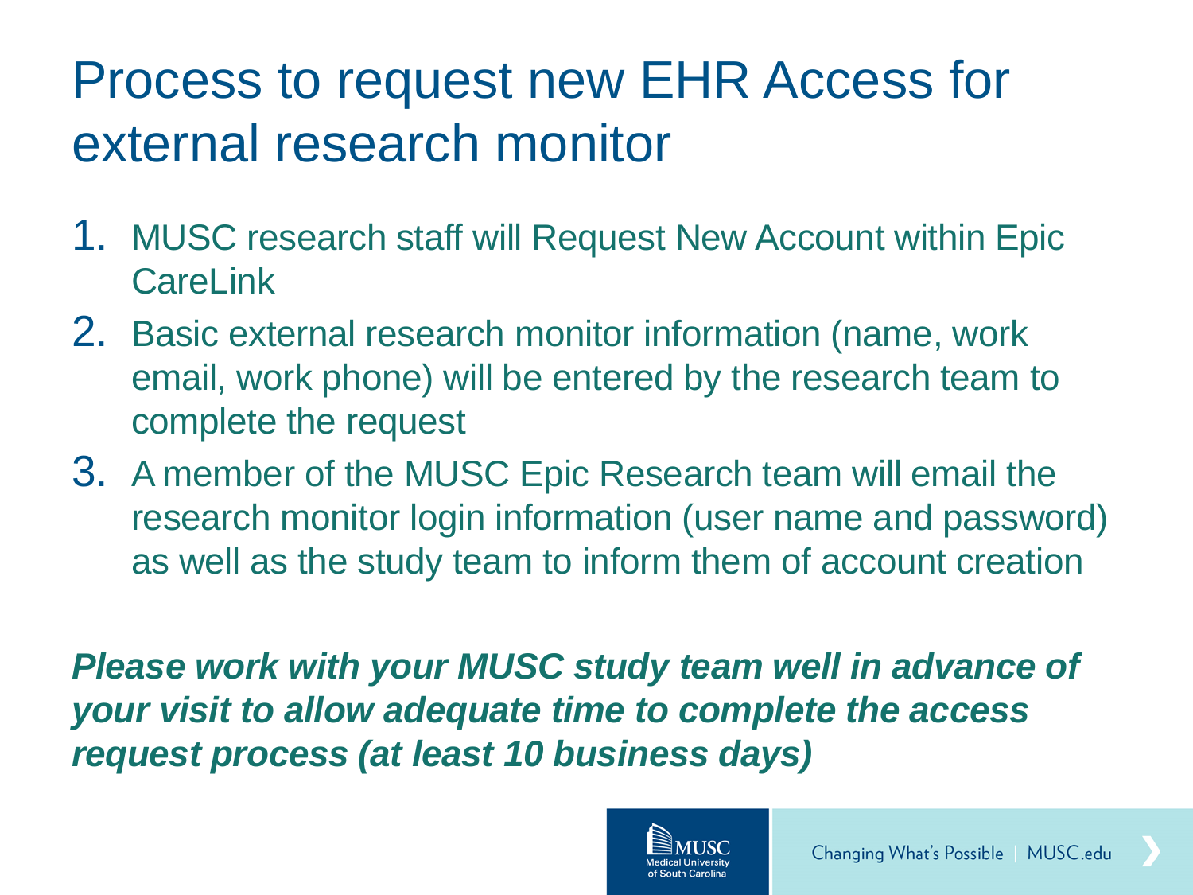# Process to request new EHR Access for external research monitor

1. MUSC research staff will Request New Account within Epic CareLink
2. Basic external research monitor information (name, work email, work phone) will be entered by the research team to complete the request
3. A member of the MUSC Epic Research team will email the research monitor login information (user name and password) as well as the study team to inform them of account creation

***Please work with your MUSC study team well in advance of your visit to allow adequate time to complete the access request process (at least 10 business days)***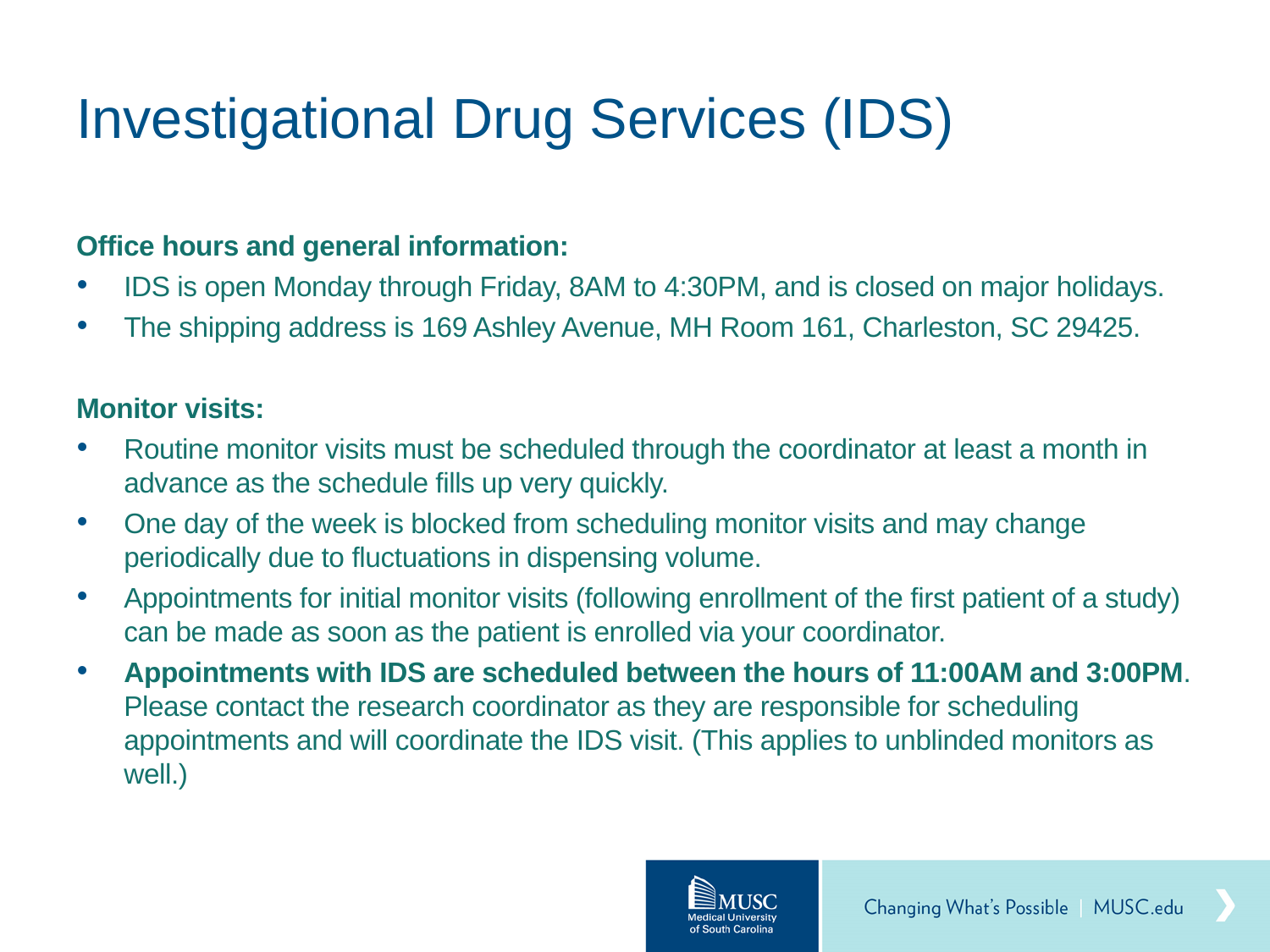# Investigational Drug Services (IDS)

**Office hours and general information:**

- IDS is open Monday through Friday, 8AM to 4:30PM, and is closed on major holidays.
- The shipping address is 169 Ashley Avenue, MH Room 161, Charleston, SC 29425.

**Monitor visits:**

- Routine monitor visits must be scheduled through the coordinator at least a month in advance as the schedule fills up very quickly.
- One day of the week is blocked from scheduling monitor visits and may change periodically due to fluctuations in dispensing volume.
- Appointments for initial monitor visits (following enrollment of the first patient of a study) can be made as soon as the patient is enrolled via your coordinator.
- **Appointments with IDS are scheduled between the hours of 11:00AM and 3:00PM**. Please contact the research coordinator as they are responsible for scheduling appointments and will coordinate the IDS visit. (This applies to unblinded monitors as well.)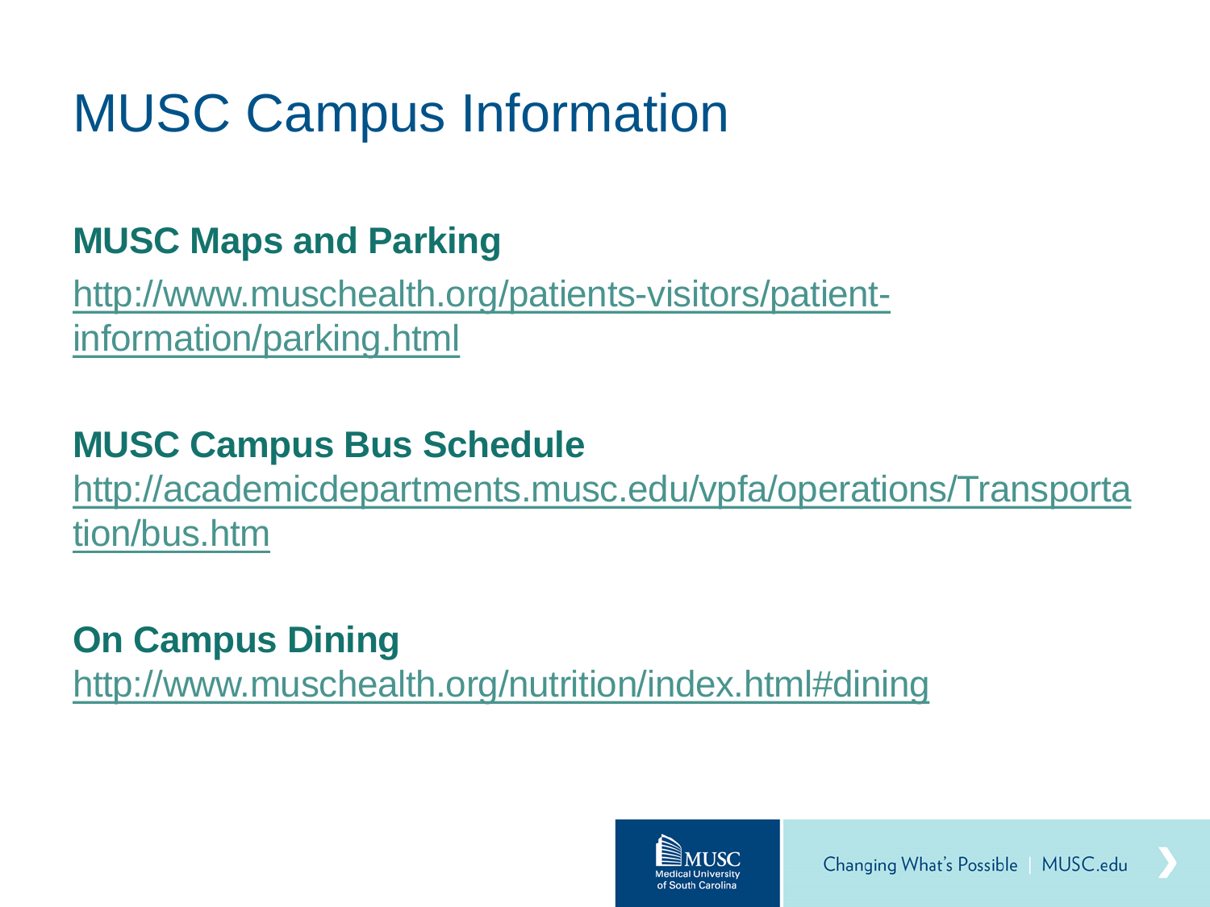# MUSC Campus Information

**MUSC Maps and Parking**

http://www.muschealth.org/patients-visitors/patient-information/parking.html

**MUSC Campus Bus Schedule**

http://academicdepartments.musc.edu/vpfa/operations/Transportation/bus.htm

**On Campus Dining**

http://www.muschealth.org/nutrition/index.html#dining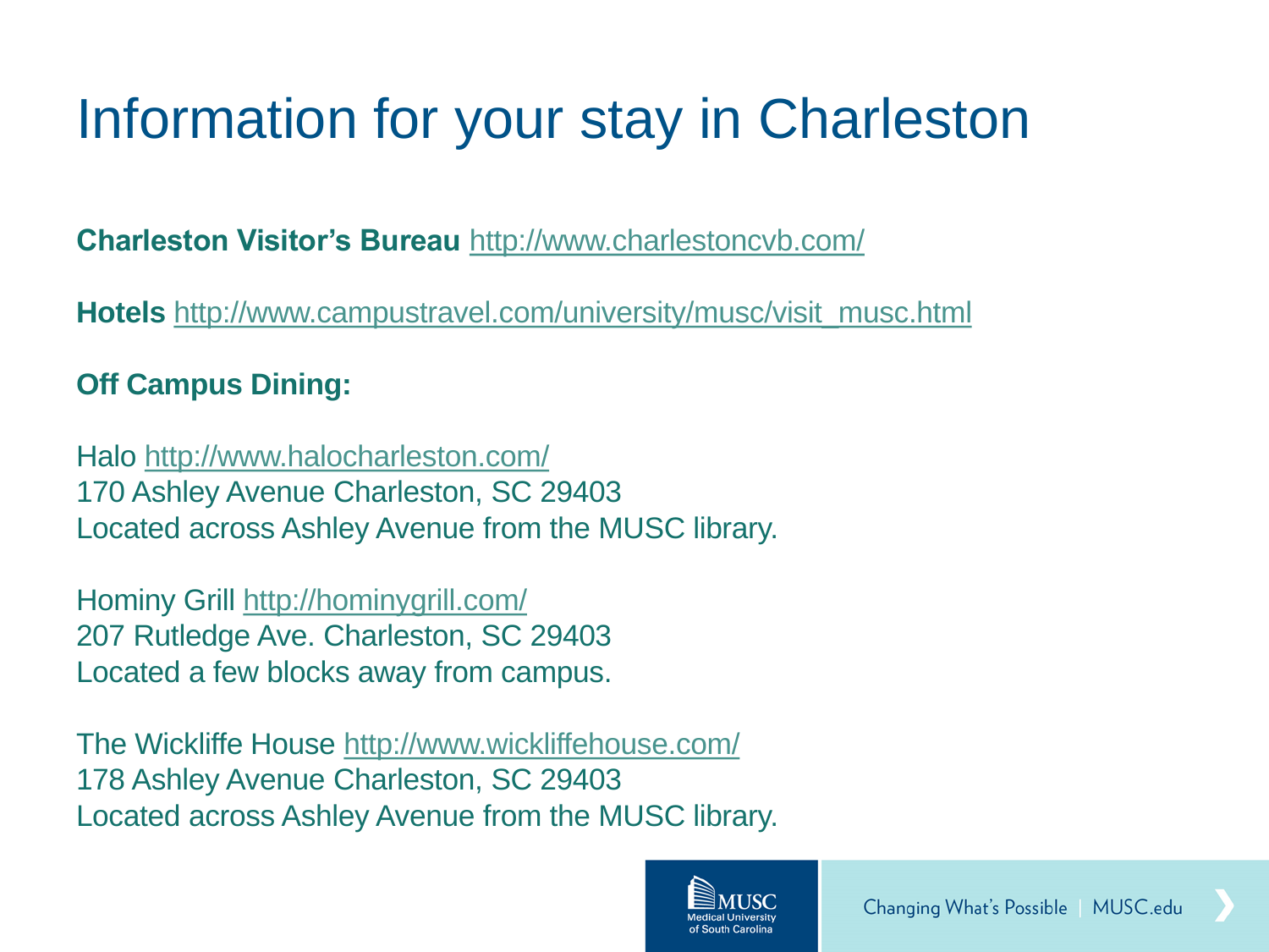# Information for your stay in Charleston

**Charleston Visitor's Bureau** http://www.charlestoncvb.com/

**Hotels** http://www.campustravel.com/university/musc/visit_musc.html

**Off Campus Dining:**

Halo http://www.halocharleston.com/
170 Ashley Avenue Charleston, SC 29403
Located across Ashley Avenue from the MUSC library.

Hominy Grill http://hominygrill.com/
207 Rutledge Ave. Charleston, SC 29403
Located a few blocks away from campus.

The Wickliffe House http://www.wickliffehouse.com/
178 Ashley Avenue Charleston, SC 29403
Located across Ashley Avenue from the MUSC library.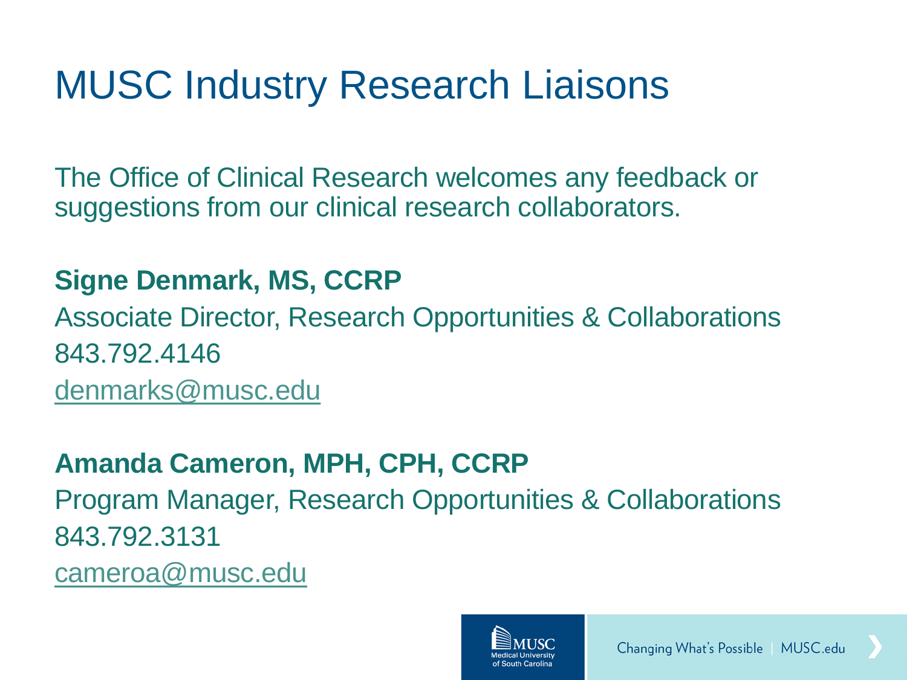# MUSC Industry Research Liaisons

The Office of Clinical Research welcomes any feedback or suggestions from our clinical research collaborators.

**Signe Denmark, MS, CCRP**

Associate Director, Research Opportunities & Collaborations

843.792.4146

denmarks@musc.edu

**Amanda Cameron, MPH, CPH, CCRP**

Program Manager, Research Opportunities & Collaborations

843.792.3131

cameroa@musc.edu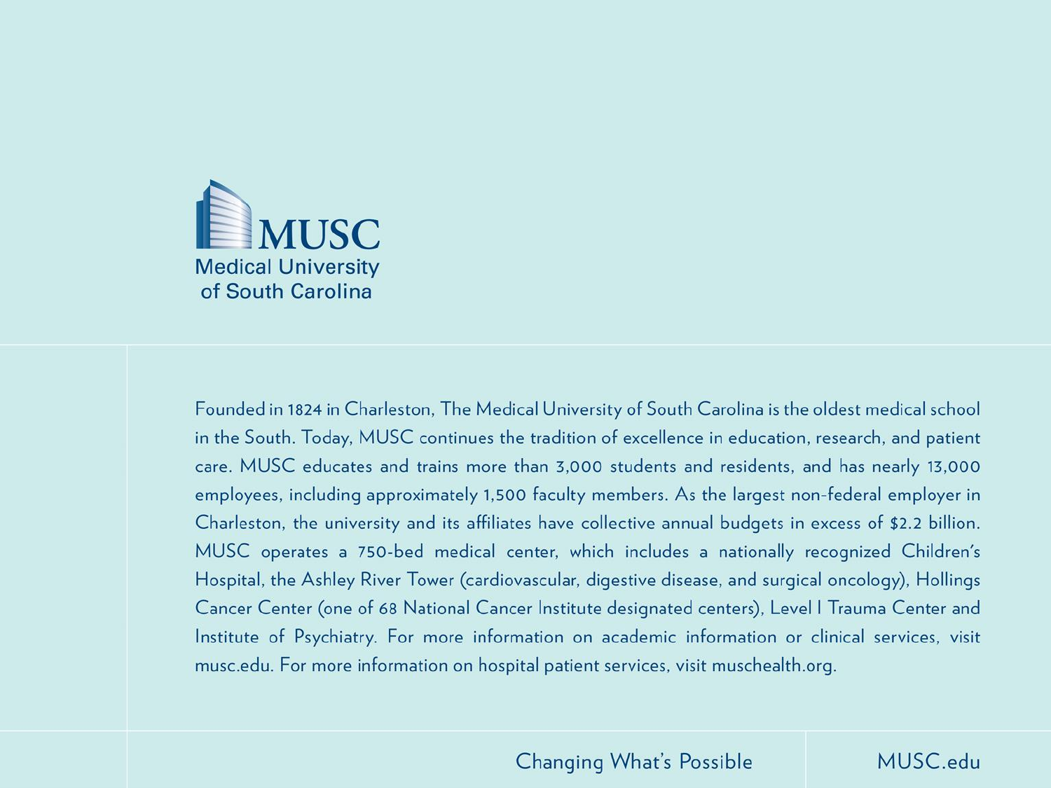**MUSC**
Medical University
of South Carolina

Founded in 1824 in Charleston, The Medical University of South Carolina is the oldest medical school in the South. Today, MUSC continues the tradition of excellence in education, research, and patient care. MUSC educates and trains more than 3,000 students and residents, and has nearly 13,000 employees, including approximately 1,500 faculty members. As the largest non-federal employer in Charleston, the university and its affiliates have collective annual budgets in excess of $2.2 billion. MUSC operates a 750-bed medical center, which includes a nationally recognized Children's Hospital, the Ashley River Tower (cardiovascular, digestive disease, and surgical oncology), Hollings Cancer Center (one of 68 National Cancer Institute designated centers), Level I Trauma Center and Institute of Psychiatry. For more information on academic information or clinical services, visit musc.edu. For more information on hospital patient services, visit muschealth.org.

Changing What's Possible

MUSC.edu